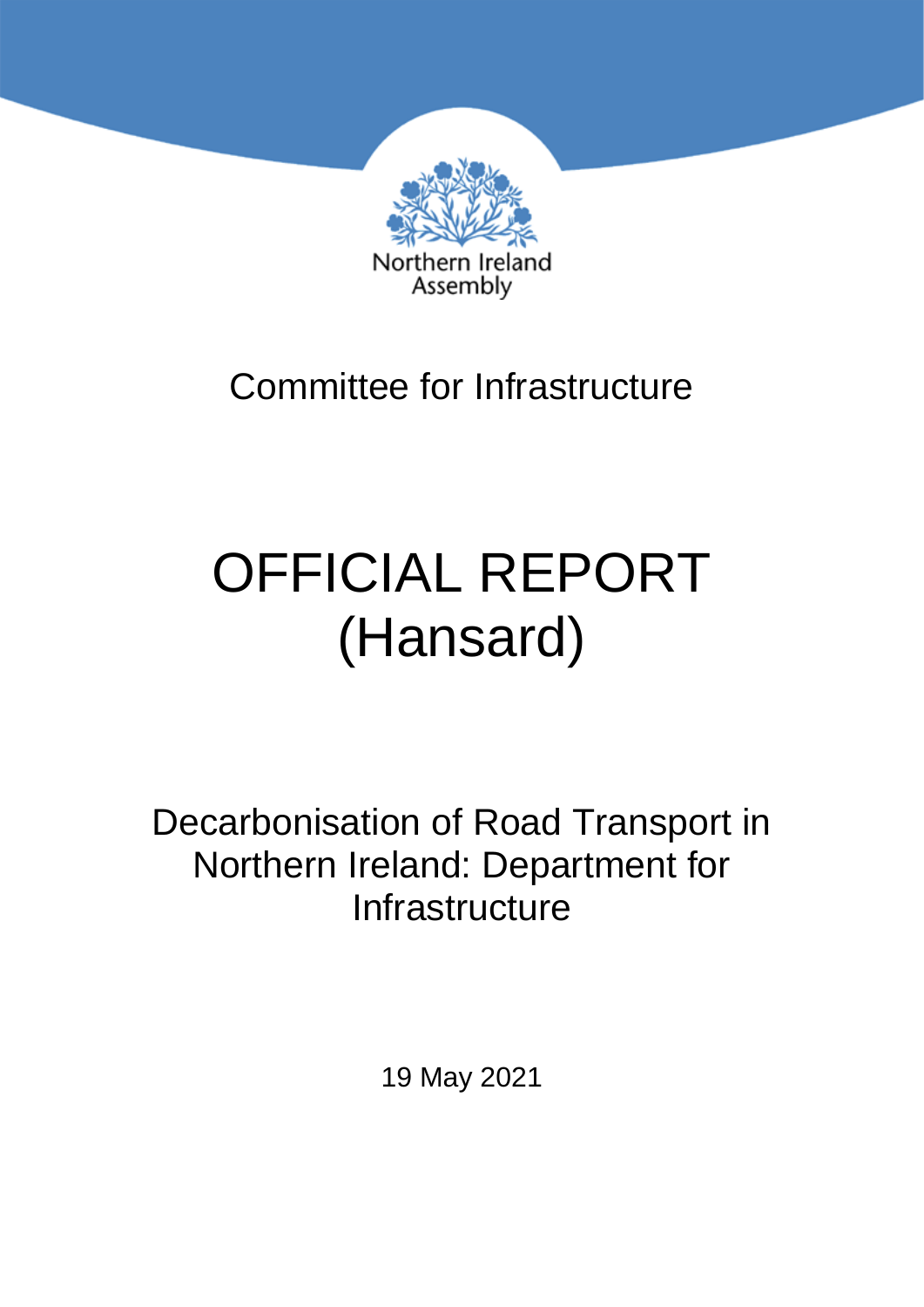Northern Ireland Assembly

# Committee for Infrastructure

# OFFICIAL REPORT (Hansard)

## Decarbonisation of Road Transport in Northern Ireland: Department for Infrastructure

19 May 2021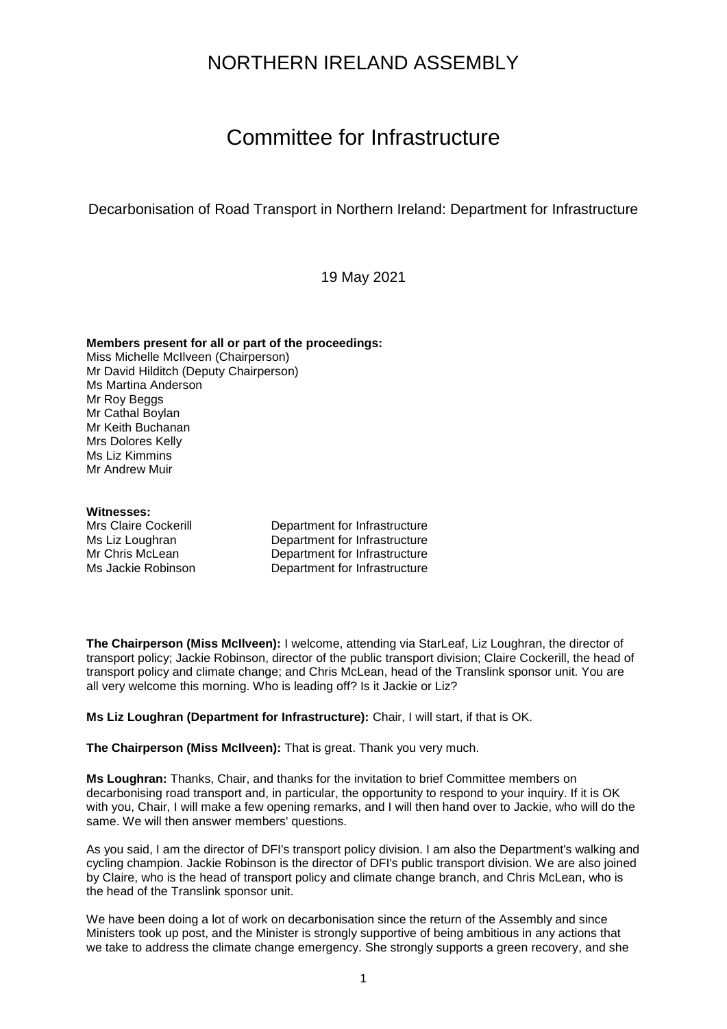# NORTHERN IRELAND ASSEMBLY

# Committee for Infrastructure

Decarbonisation of Road Transport in Northern Ireland: Department for Infrastructure

19 May 2021

**Members present for all or part of the proceedings:**
Miss Michelle McIlveen (Chairperson)
Mr David Hilditch (Deputy Chairperson)
Ms Martina Anderson
Mr Roy Beggs
Mr Cathal Boylan
Mr Keith Buchanan
Mrs Dolores Kelly
Ms Liz Kimmins
Mr Andrew Muir

**Witnesses:**

| | |
|---|---|
| Mrs Claire Cockerill | Department for Infrastructure |
| Ms Liz Loughran | Department for Infrastructure |
| Mr Chris McLean | Department for Infrastructure |
| Ms Jackie Robinson | Department for Infrastructure |

**The Chairperson (Miss McIlveen):** I welcome, attending via StarLeaf, Liz Loughran, the director of transport policy; Jackie Robinson, director of the public transport division; Claire Cockerill, the head of transport policy and climate change; and Chris McLean, head of the Translink sponsor unit. You are all very welcome this morning. Who is leading off? Is it Jackie or Liz?

**Ms Liz Loughran (Department for Infrastructure):** Chair, I will start, if that is OK.

**The Chairperson (Miss McIlveen):** That is great. Thank you very much.

**Ms Loughran:** Thanks, Chair, and thanks for the invitation to brief Committee members on decarbonising road transport and, in particular, the opportunity to respond to your inquiry. If it is OK with you, Chair, I will make a few opening remarks, and I will then hand over to Jackie, who will do the same. We will then answer members' questions.

As you said, I am the director of DFI's transport policy division. I am also the Department's walking and cycling champion. Jackie Robinson is the director of DFI's public transport division. We are also joined by Claire, who is the head of transport policy and climate change branch, and Chris McLean, who is the head of the Translink sponsor unit.

We have been doing a lot of work on decarbonisation since the return of the Assembly and since Ministers took up post, and the Minister is strongly supportive of being ambitious in any actions that we take to address the climate change emergency. She strongly supports a green recovery, and she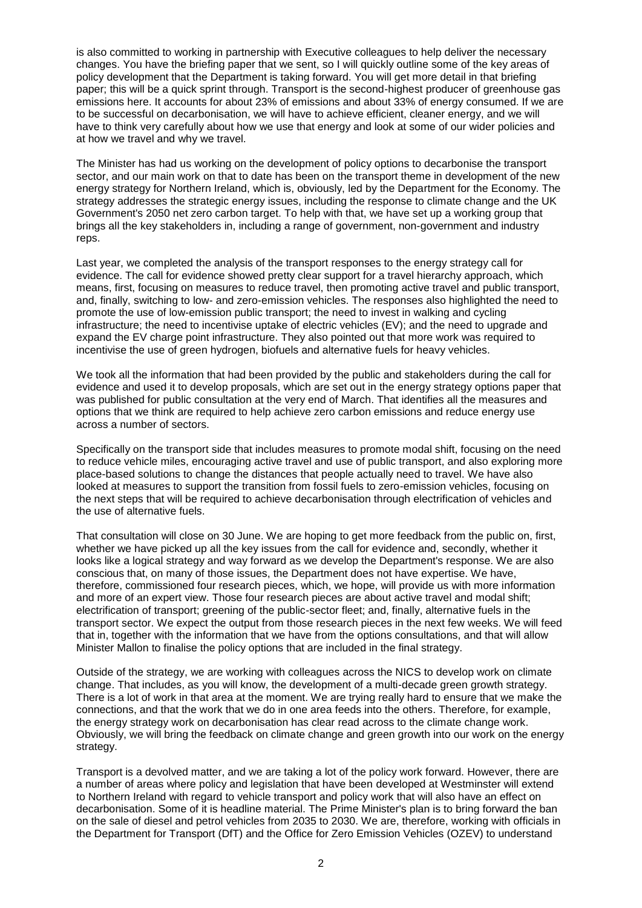is also committed to working in partnership with Executive colleagues to help deliver the necessary changes. You have the briefing paper that we sent, so I will quickly outline some of the key areas of policy development that the Department is taking forward. You will get more detail in that briefing paper; this will be a quick sprint through. Transport is the second-highest producer of greenhouse gas emissions here. It accounts for about 23% of emissions and about 33% of energy consumed. If we are to be successful on decarbonisation, we will have to achieve efficient, cleaner energy, and we will have to think very carefully about how we use that energy and look at some of our wider policies and at how we travel and why we travel.

The Minister has had us working on the development of policy options to decarbonise the transport sector, and our main work on that to date has been on the transport theme in development of the new energy strategy for Northern Ireland, which is, obviously, led by the Department for the Economy. The strategy addresses the strategic energy issues, including the response to climate change and the UK Government's 2050 net zero carbon target. To help with that, we have set up a working group that brings all the key stakeholders in, including a range of government, non-government and industry reps.

Last year, we completed the analysis of the transport responses to the energy strategy call for evidence. The call for evidence showed pretty clear support for a travel hierarchy approach, which means, first, focusing on measures to reduce travel, then promoting active travel and public transport, and, finally, switching to low- and zero-emission vehicles. The responses also highlighted the need to promote the use of low-emission public transport; the need to invest in walking and cycling infrastructure; the need to incentivise uptake of electric vehicles (EV); and the need to upgrade and expand the EV charge point infrastructure. They also pointed out that more work was required to incentivise the use of green hydrogen, biofuels and alternative fuels for heavy vehicles.

We took all the information that had been provided by the public and stakeholders during the call for evidence and used it to develop proposals, which are set out in the energy strategy options paper that was published for public consultation at the very end of March. That identifies all the measures and options that we think are required to help achieve zero carbon emissions and reduce energy use across a number of sectors.

Specifically on the transport side that includes measures to promote modal shift, focusing on the need to reduce vehicle miles, encouraging active travel and use of public transport, and also exploring more place-based solutions to change the distances that people actually need to travel. We have also looked at measures to support the transition from fossil fuels to zero-emission vehicles, focusing on the next steps that will be required to achieve decarbonisation through electrification of vehicles and the use of alternative fuels.

That consultation will close on 30 June. We are hoping to get more feedback from the public on, first, whether we have picked up all the key issues from the call for evidence and, secondly, whether it looks like a logical strategy and way forward as we develop the Department's response. We are also conscious that, on many of those issues, the Department does not have expertise. We have, therefore, commissioned four research pieces, which, we hope, will provide us with more information and more of an expert view. Those four research pieces are about active travel and modal shift; electrification of transport; greening of the public-sector fleet; and, finally, alternative fuels in the transport sector. We expect the output from those research pieces in the next few weeks. We will feed that in, together with the information that we have from the options consultations, and that will allow Minister Mallon to finalise the policy options that are included in the final strategy.

Outside of the strategy, we are working with colleagues across the NICS to develop work on climate change. That includes, as you will know, the development of a multi-decade green growth strategy. There is a lot of work in that area at the moment. We are trying really hard to ensure that we make the connections, and that the work that we do in one area feeds into the others. Therefore, for example, the energy strategy work on decarbonisation has clear read across to the climate change work. Obviously, we will bring the feedback on climate change and green growth into our work on the energy strategy.

Transport is a devolved matter, and we are taking a lot of the policy work forward. However, there are a number of areas where policy and legislation that have been developed at Westminster will extend to Northern Ireland with regard to vehicle transport and policy work that will also have an effect on decarbonisation. Some of it is headline material. The Prime Minister's plan is to bring forward the ban on the sale of diesel and petrol vehicles from 2035 to 2030. We are, therefore, working with officials in the Department for Transport (DfT) and the Office for Zero Emission Vehicles (OZEV) to understand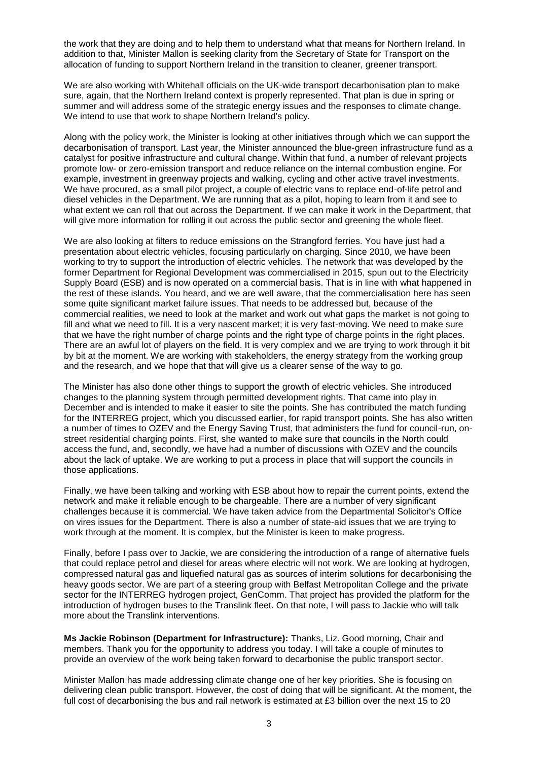the work that they are doing and to help them to understand what that means for Northern Ireland. In addition to that, Minister Mallon is seeking clarity from the Secretary of State for Transport on the allocation of funding to support Northern Ireland in the transition to cleaner, greener transport.

We are also working with Whitehall officials on the UK-wide transport decarbonisation plan to make sure, again, that the Northern Ireland context is properly represented. That plan is due in spring or summer and will address some of the strategic energy issues and the responses to climate change. We intend to use that work to shape Northern Ireland's policy.

Along with the policy work, the Minister is looking at other initiatives through which we can support the decarbonisation of transport. Last year, the Minister announced the blue-green infrastructure fund as a catalyst for positive infrastructure and cultural change. Within that fund, a number of relevant projects promote low- or zero-emission transport and reduce reliance on the internal combustion engine. For example, investment in greenway projects and walking, cycling and other active travel investments. We have procured, as a small pilot project, a couple of electric vans to replace end-of-life petrol and diesel vehicles in the Department. We are running that as a pilot, hoping to learn from it and see to what extent we can roll that out across the Department. If we can make it work in the Department, that will give more information for rolling it out across the public sector and greening the whole fleet.

We are also looking at filters to reduce emissions on the Strangford ferries. You have just had a presentation about electric vehicles, focusing particularly on charging. Since 2010, we have been working to try to support the introduction of electric vehicles. The network that was developed by the former Department for Regional Development was commercialised in 2015, spun out to the Electricity Supply Board (ESB) and is now operated on a commercial basis. That is in line with what happened in the rest of these islands. You heard, and we are well aware, that the commercialisation here has seen some quite significant market failure issues. That needs to be addressed but, because of the commercial realities, we need to look at the market and work out what gaps the market is not going to fill and what we need to fill. It is a very nascent market; it is very fast-moving. We need to make sure that we have the right number of charge points and the right type of charge points in the right places. There are an awful lot of players on the field. It is very complex and we are trying to work through it bit by bit at the moment. We are working with stakeholders, the energy strategy from the working group and the research, and we hope that that will give us a clearer sense of the way to go.

The Minister has also done other things to support the growth of electric vehicles. She introduced changes to the planning system through permitted development rights. That came into play in December and is intended to make it easier to site the points. She has contributed the match funding for the INTERREG project, which you discussed earlier, for rapid transport points. She has also written a number of times to OZEV and the Energy Saving Trust, that administers the fund for council-run, on-street residential charging points. First, she wanted to make sure that councils in the North could access the fund, and, secondly, we have had a number of discussions with OZEV and the councils about the lack of uptake. We are working to put a process in place that will support the councils in those applications.

Finally, we have been talking and working with ESB about how to repair the current points, extend the network and make it reliable enough to be chargeable. There are a number of very significant challenges because it is commercial. We have taken advice from the Departmental Solicitor's Office on vires issues for the Department. There is also a number of state-aid issues that we are trying to work through at the moment. It is complex, but the Minister is keen to make progress.

Finally, before I pass over to Jackie, we are considering the introduction of a range of alternative fuels that could replace petrol and diesel for areas where electric will not work. We are looking at hydrogen, compressed natural gas and liquefied natural gas as sources of interim solutions for decarbonising the heavy goods sector. We are part of a steering group with Belfast Metropolitan College and the private sector for the INTERREG hydrogen project, GenComm. That project has provided the platform for the introduction of hydrogen buses to the Translink fleet. On that note, I will pass to Jackie who will talk more about the Translink interventions.

**Ms Jackie Robinson (Department for Infrastructure):** Thanks, Liz. Good morning, Chair and members. Thank you for the opportunity to address you today. I will take a couple of minutes to provide an overview of the work being taken forward to decarbonise the public transport sector.

Minister Mallon has made addressing climate change one of her key priorities. She is focusing on delivering clean public transport. However, the cost of doing that will be significant. At the moment, the full cost of decarbonising the bus and rail network is estimated at £3 billion over the next 15 to 20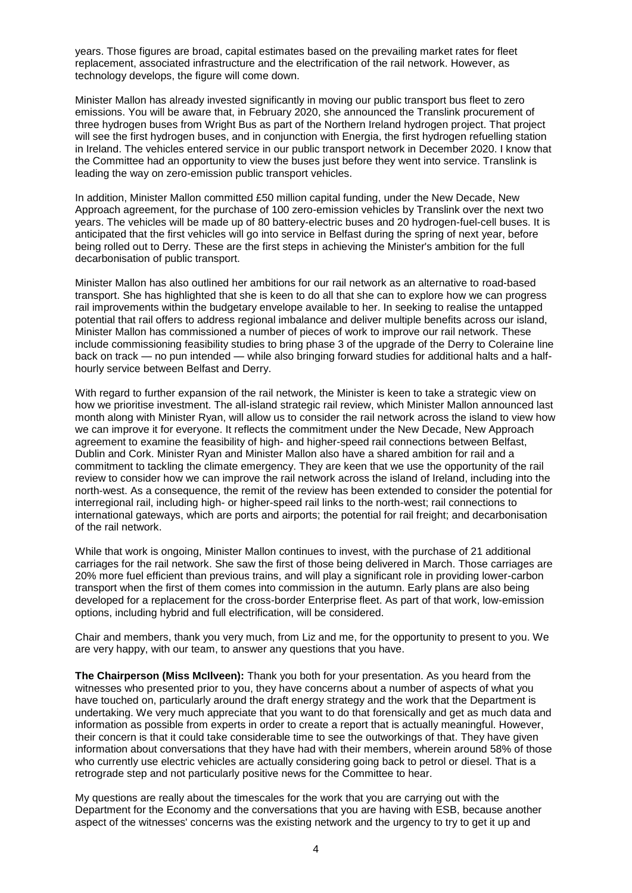years. Those figures are broad, capital estimates based on the prevailing market rates for fleet replacement, associated infrastructure and the electrification of the rail network. However, as technology develops, the figure will come down.

Minister Mallon has already invested significantly in moving our public transport bus fleet to zero emissions. You will be aware that, in February 2020, she announced the Translink procurement of three hydrogen buses from Wright Bus as part of the Northern Ireland hydrogen project. That project will see the first hydrogen buses, and in conjunction with Energia, the first hydrogen refuelling station in Ireland. The vehicles entered service in our public transport network in December 2020. I know that the Committee had an opportunity to view the buses just before they went into service. Translink is leading the way on zero-emission public transport vehicles.

In addition, Minister Mallon committed £50 million capital funding, under the New Decade, New Approach agreement, for the purchase of 100 zero-emission vehicles by Translink over the next two years. The vehicles will be made up of 80 battery-electric buses and 20 hydrogen-fuel-cell buses. It is anticipated that the first vehicles will go into service in Belfast during the spring of next year, before being rolled out to Derry. These are the first steps in achieving the Minister's ambition for the full decarbonisation of public transport.

Minister Mallon has also outlined her ambitions for our rail network as an alternative to road-based transport. She has highlighted that she is keen to do all that she can to explore how we can progress rail improvements within the budgetary envelope available to her. In seeking to realise the untapped potential that rail offers to address regional imbalance and deliver multiple benefits across our island, Minister Mallon has commissioned a number of pieces of work to improve our rail network. These include commissioning feasibility studies to bring phase 3 of the upgrade of the Derry to Coleraine line back on track — no pun intended — while also bringing forward studies for additional halts and a half-hourly service between Belfast and Derry.

With regard to further expansion of the rail network, the Minister is keen to take a strategic view on how we prioritise investment. The all-island strategic rail review, which Minister Mallon announced last month along with Minister Ryan, will allow us to consider the rail network across the island to view how we can improve it for everyone. It reflects the commitment under the New Decade, New Approach agreement to examine the feasibility of high- and higher-speed rail connections between Belfast, Dublin and Cork. Minister Ryan and Minister Mallon also have a shared ambition for rail and a commitment to tackling the climate emergency. They are keen that we use the opportunity of the rail review to consider how we can improve the rail network across the island of Ireland, including into the north-west. As a consequence, the remit of the review has been extended to consider the potential for interregional rail, including high- or higher-speed rail links to the north-west; rail connections to international gateways, which are ports and airports; the potential for rail freight; and decarbonisation of the rail network.

While that work is ongoing, Minister Mallon continues to invest, with the purchase of 21 additional carriages for the rail network. She saw the first of those being delivered in March. Those carriages are 20% more fuel efficient than previous trains, and will play a significant role in providing lower-carbon transport when the first of them comes into commission in the autumn. Early plans are also being developed for a replacement for the cross-border Enterprise fleet. As part of that work, low-emission options, including hybrid and full electrification, will be considered.

Chair and members, thank you very much, from Liz and me, for the opportunity to present to you. We are very happy, with our team, to answer any questions that you have.

**The Chairperson (Miss McIlveen):** Thank you both for your presentation. As you heard from the witnesses who presented prior to you, they have concerns about a number of aspects of what you have touched on, particularly around the draft energy strategy and the work that the Department is undertaking. We very much appreciate that you want to do that forensically and get as much data and information as possible from experts in order to create a report that is actually meaningful. However, their concern is that it could take considerable time to see the outworkings of that. They have given information about conversations that they have had with their members, wherein around 58% of those who currently use electric vehicles are actually considering going back to petrol or diesel. That is a retrograde step and not particularly positive news for the Committee to hear.

My questions are really about the timescales for the work that you are carrying out with the Department for the Economy and the conversations that you are having with ESB, because another aspect of the witnesses' concerns was the existing network and the urgency to try to get it up and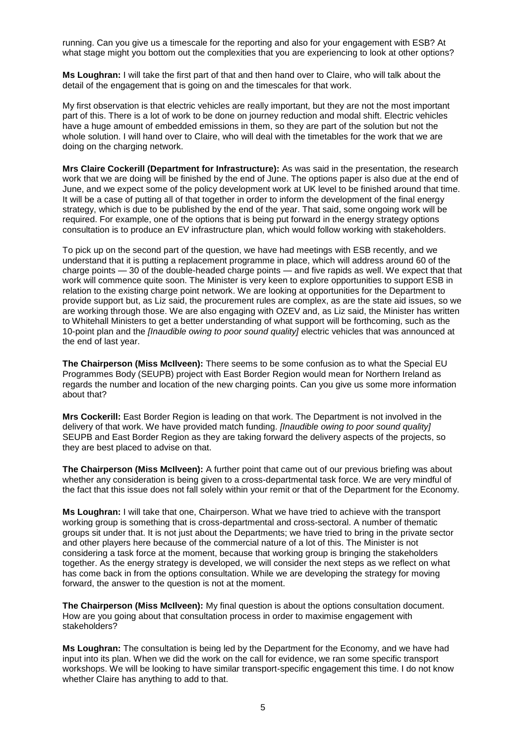running. Can you give us a timescale for the reporting and also for your engagement with ESB? At what stage might you bottom out the complexities that you are experiencing to look at other options?

**Ms Loughran:** I will take the first part of that and then hand over to Claire, who will talk about the detail of the engagement that is going on and the timescales for that work.

My first observation is that electric vehicles are really important, but they are not the most important part of this. There is a lot of work to be done on journey reduction and modal shift. Electric vehicles have a huge amount of embedded emissions in them, so they are part of the solution but not the whole solution. I will hand over to Claire, who will deal with the timetables for the work that we are doing on the charging network.

**Mrs Claire Cockerill (Department for Infrastructure):** As was said in the presentation, the research work that we are doing will be finished by the end of June. The options paper is also due at the end of June, and we expect some of the policy development work at UK level to be finished around that time. It will be a case of putting all of that together in order to inform the development of the final energy strategy, which is due to be published by the end of the year. That said, some ongoing work will be required. For example, one of the options that is being put forward in the energy strategy options consultation is to produce an EV infrastructure plan, which would follow working with stakeholders.

To pick up on the second part of the question, we have had meetings with ESB recently, and we understand that it is putting a replacement programme in place, which will address around 60 of the charge points — 30 of the double-headed charge points — and five rapids as well. We expect that that work will commence quite soon. The Minister is very keen to explore opportunities to support ESB in relation to the existing charge point network. We are looking at opportunities for the Department to provide support but, as Liz said, the procurement rules are complex, as are the state aid issues, so we are working through those. We are also engaging with OZEV and, as Liz said, the Minister has written to Whitehall Ministers to get a better understanding of what support will be forthcoming, such as the 10-point plan and the *[Inaudible owing to poor sound quality]* electric vehicles that was announced at the end of last year.

**The Chairperson (Miss McIlveen):** There seems to be some confusion as to what the Special EU Programmes Body (SEUPB) project with East Border Region would mean for Northern Ireland as regards the number and location of the new charging points. Can you give us some more information about that?

**Mrs Cockerill:** East Border Region is leading on that work. The Department is not involved in the delivery of that work. We have provided match funding. *[Inaudible owing to poor sound quality]* SEUPB and East Border Region as they are taking forward the delivery aspects of the projects, so they are best placed to advise on that.

**The Chairperson (Miss McIlveen):** A further point that came out of our previous briefing was about whether any consideration is being given to a cross-departmental task force. We are very mindful of the fact that this issue does not fall solely within your remit or that of the Department for the Economy.

**Ms Loughran:** I will take that one, Chairperson. What we have tried to achieve with the transport working group is something that is cross-departmental and cross-sectoral. A number of thematic groups sit under that. It is not just about the Departments; we have tried to bring in the private sector and other players here because of the commercial nature of a lot of this. The Minister is not considering a task force at the moment, because that working group is bringing the stakeholders together. As the energy strategy is developed, we will consider the next steps as we reflect on what has come back in from the options consultation. While we are developing the strategy for moving forward, the answer to the question is not at the moment.

**The Chairperson (Miss McIlveen):** My final question is about the options consultation document. How are you going about that consultation process in order to maximise engagement with stakeholders?

**Ms Loughran:** The consultation is being led by the Department for the Economy, and we have had input into its plan. When we did the work on the call for evidence, we ran some specific transport workshops. We will be looking to have similar transport-specific engagement this time. I do not know whether Claire has anything to add to that.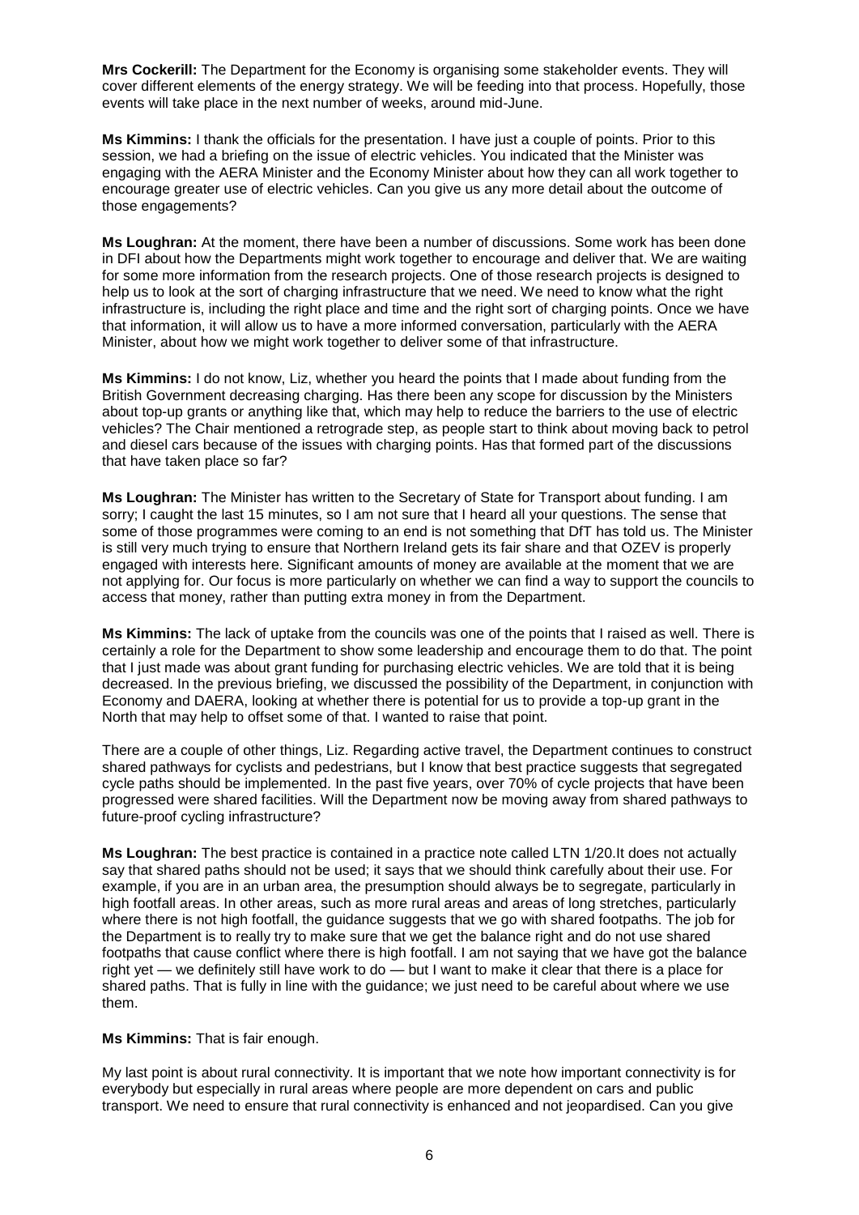**Mrs Cockerill:** The Department for the Economy is organising some stakeholder events. They will cover different elements of the energy strategy. We will be feeding into that process. Hopefully, those events will take place in the next number of weeks, around mid-June.

**Ms Kimmins:** I thank the officials for the presentation. I have just a couple of points. Prior to this session, we had a briefing on the issue of electric vehicles. You indicated that the Minister was engaging with the AERA Minister and the Economy Minister about how they can all work together to encourage greater use of electric vehicles. Can you give us any more detail about the outcome of those engagements?

**Ms Loughran:** At the moment, there have been a number of discussions. Some work has been done in DFI about how the Departments might work together to encourage and deliver that. We are waiting for some more information from the research projects. One of those research projects is designed to help us to look at the sort of charging infrastructure that we need. We need to know what the right infrastructure is, including the right place and time and the right sort of charging points. Once we have that information, it will allow us to have a more informed conversation, particularly with the AERA Minister, about how we might work together to deliver some of that infrastructure.

**Ms Kimmins:** I do not know, Liz, whether you heard the points that I made about funding from the British Government decreasing charging. Has there been any scope for discussion by the Ministers about top-up grants or anything like that, which may help to reduce the barriers to the use of electric vehicles? The Chair mentioned a retrograde step, as people start to think about moving back to petrol and diesel cars because of the issues with charging points. Has that formed part of the discussions that have taken place so far?

**Ms Loughran:** The Minister has written to the Secretary of State for Transport about funding. I am sorry; I caught the last 15 minutes, so I am not sure that I heard all your questions. The sense that some of those programmes were coming to an end is not something that DfT has told us. The Minister is still very much trying to ensure that Northern Ireland gets its fair share and that OZEV is properly engaged with interests here. Significant amounts of money are available at the moment that we are not applying for. Our focus is more particularly on whether we can find a way to support the councils to access that money, rather than putting extra money in from the Department.

**Ms Kimmins:** The lack of uptake from the councils was one of the points that I raised as well. There is certainly a role for the Department to show some leadership and encourage them to do that. The point that I just made was about grant funding for purchasing electric vehicles. We are told that it is being decreased. In the previous briefing, we discussed the possibility of the Department, in conjunction with Economy and DAERA, looking at whether there is potential for us to provide a top-up grant in the North that may help to offset some of that. I wanted to raise that point.

There are a couple of other things, Liz. Regarding active travel, the Department continues to construct shared pathways for cyclists and pedestrians, but I know that best practice suggests that segregated cycle paths should be implemented. In the past five years, over 70% of cycle projects that have been progressed were shared facilities. Will the Department now be moving away from shared pathways to future-proof cycling infrastructure?

**Ms Loughran:** The best practice is contained in a practice note called LTN 1/20.It does not actually say that shared paths should not be used; it says that we should think carefully about their use. For example, if you are in an urban area, the presumption should always be to segregate, particularly in high footfall areas. In other areas, such as more rural areas and areas of long stretches, particularly where there is not high footfall, the guidance suggests that we go with shared footpaths. The job for the Department is to really try to make sure that we get the balance right and do not use shared footpaths that cause conflict where there is high footfall. I am not saying that we have got the balance right yet — we definitely still have work to do — but I want to make it clear that there is a place for shared paths. That is fully in line with the guidance; we just need to be careful about where we use them.

**Ms Kimmins:** That is fair enough.

My last point is about rural connectivity. It is important that we note how important connectivity is for everybody but especially in rural areas where people are more dependent on cars and public transport. We need to ensure that rural connectivity is enhanced and not jeopardised. Can you give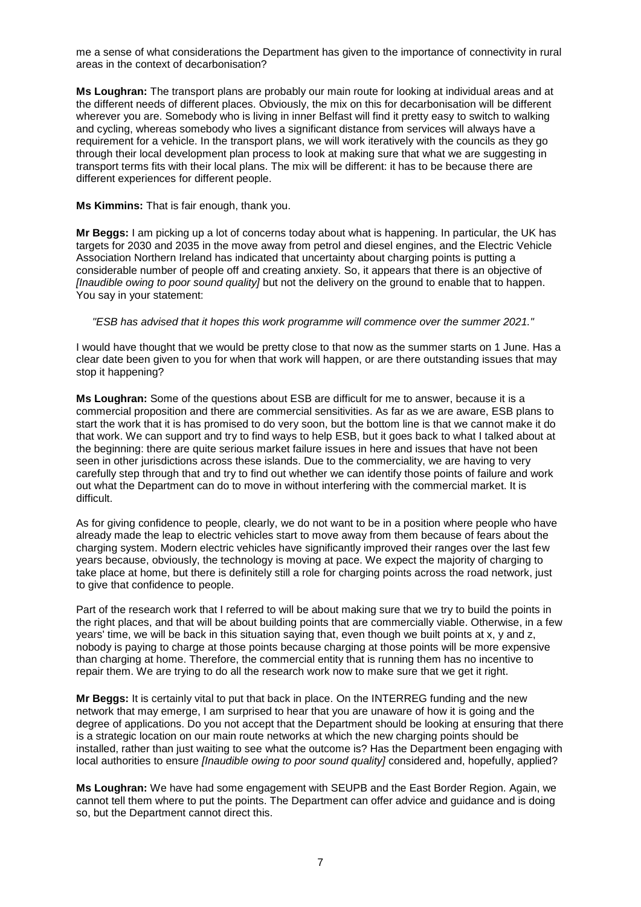me a sense of what considerations the Department has given to the importance of connectivity in rural areas in the context of decarbonisation?

**Ms Loughran:** The transport plans are probably our main route for looking at individual areas and at the different needs of different places. Obviously, the mix on this for decarbonisation will be different wherever you are. Somebody who is living in inner Belfast will find it pretty easy to switch to walking and cycling, whereas somebody who lives a significant distance from services will always have a requirement for a vehicle. In the transport plans, we will work iteratively with the councils as they go through their local development plan process to look at making sure that what we are suggesting in transport terms fits with their local plans. The mix will be different: it has to be because there are different experiences for different people.

**Ms Kimmins:** That is fair enough, thank you.

**Mr Beggs:** I am picking up a lot of concerns today about what is happening. In particular, the UK has targets for 2030 and 2035 in the move away from petrol and diesel engines, and the Electric Vehicle Association Northern Ireland has indicated that uncertainty about charging points is putting a considerable number of people off and creating anxiety. So, it appears that there is an objective of *[Inaudible owing to poor sound quality]* but not the delivery on the ground to enable that to happen. You say in your statement:

> *"ESB has advised that it hopes this work programme will commence over the summer 2021."*

I would have thought that we would be pretty close to that now as the summer starts on 1 June. Has a clear date been given to you for when that work will happen, or are there outstanding issues that may stop it happening?

**Ms Loughran:** Some of the questions about ESB are difficult for me to answer, because it is a commercial proposition and there are commercial sensitivities. As far as we are aware, ESB plans to start the work that it is has promised to do very soon, but the bottom line is that we cannot make it do that work. We can support and try to find ways to help ESB, but it goes back to what I talked about at the beginning: there are quite serious market failure issues in here and issues that have not been seen in other jurisdictions across these islands. Due to the commerciality, we are having to very carefully step through that and try to find out whether we can identify those points of failure and work out what the Department can do to move in without interfering with the commercial market. It is difficult.

As for giving confidence to people, clearly, we do not want to be in a position where people who have already made the leap to electric vehicles start to move away from them because of fears about the charging system. Modern electric vehicles have significantly improved their ranges over the last few years because, obviously, the technology is moving at pace. We expect the majority of charging to take place at home, but there is definitely still a role for charging points across the road network, just to give that confidence to people.

Part of the research work that I referred to will be about making sure that we try to build the points in the right places, and that will be about building points that are commercially viable. Otherwise, in a few years' time, we will be back in this situation saying that, even though we built points at x, y and z, nobody is paying to charge at those points because charging at those points will be more expensive than charging at home. Therefore, the commercial entity that is running them has no incentive to repair them. We are trying to do all the research work now to make sure that we get it right.

**Mr Beggs:** It is certainly vital to put that back in place. On the INTERREG funding and the new network that may emerge, I am surprised to hear that you are unaware of how it is going and the degree of applications. Do you not accept that the Department should be looking at ensuring that there is a strategic location on our main route networks at which the new charging points should be installed, rather than just waiting to see what the outcome is? Has the Department been engaging with local authorities to ensure *[Inaudible owing to poor sound quality]* considered and, hopefully, applied?

**Ms Loughran:** We have had some engagement with SEUPB and the East Border Region. Again, we cannot tell them where to put the points. The Department can offer advice and guidance and is doing so, but the Department cannot direct this.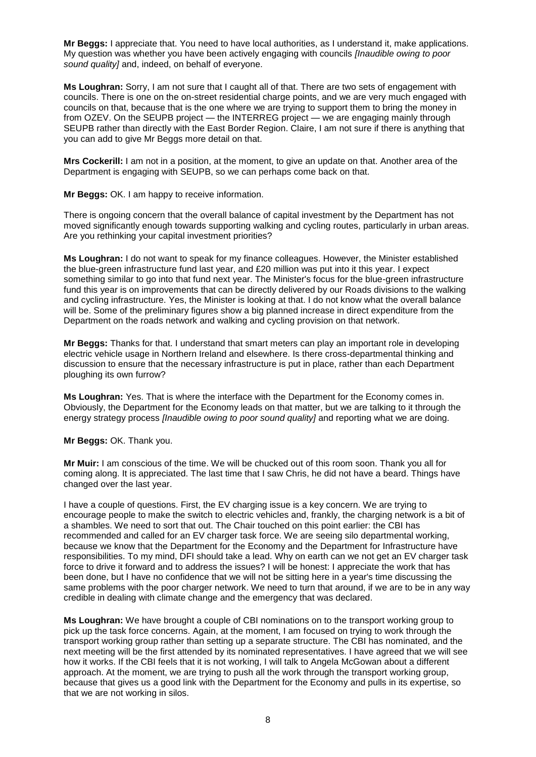**Mr Beggs:** I appreciate that. You need to have local authorities, as I understand it, make applications. My question was whether you have been actively engaging with councils *[Inaudible owing to poor sound quality]* and, indeed, on behalf of everyone.

**Ms Loughran:** Sorry, I am not sure that I caught all of that. There are two sets of engagement with councils. There is one on the on-street residential charge points, and we are very much engaged with councils on that, because that is the one where we are trying to support them to bring the money in from OZEV. On the SEUPB project — the INTERREG project — we are engaging mainly through SEUPB rather than directly with the East Border Region. Claire, I am not sure if there is anything that you can add to give Mr Beggs more detail on that.

**Mrs Cockerill:** I am not in a position, at the moment, to give an update on that. Another area of the Department is engaging with SEUPB, so we can perhaps come back on that.

**Mr Beggs:** OK. I am happy to receive information.

There is ongoing concern that the overall balance of capital investment by the Department has not moved significantly enough towards supporting walking and cycling routes, particularly in urban areas. Are you rethinking your capital investment priorities?

**Ms Loughran:** I do not want to speak for my finance colleagues. However, the Minister established the blue-green infrastructure fund last year, and £20 million was put into it this year. I expect something similar to go into that fund next year. The Minister's focus for the blue-green infrastructure fund this year is on improvements that can be directly delivered by our Roads divisions to the walking and cycling infrastructure. Yes, the Minister is looking at that. I do not know what the overall balance will be. Some of the preliminary figures show a big planned increase in direct expenditure from the Department on the roads network and walking and cycling provision on that network.

**Mr Beggs:** Thanks for that. I understand that smart meters can play an important role in developing electric vehicle usage in Northern Ireland and elsewhere. Is there cross-departmental thinking and discussion to ensure that the necessary infrastructure is put in place, rather than each Department ploughing its own furrow?

**Ms Loughran:** Yes. That is where the interface with the Department for the Economy comes in. Obviously, the Department for the Economy leads on that matter, but we are talking to it through the energy strategy process *[Inaudible owing to poor sound quality]* and reporting what we are doing.

**Mr Beggs:** OK. Thank you.

**Mr Muir:** I am conscious of the time. We will be chucked out of this room soon. Thank you all for coming along. It is appreciated. The last time that I saw Chris, he did not have a beard. Things have changed over the last year.

I have a couple of questions. First, the EV charging issue is a key concern. We are trying to encourage people to make the switch to electric vehicles and, frankly, the charging network is a bit of a shambles. We need to sort that out. The Chair touched on this point earlier: the CBI has recommended and called for an EV charger task force. We are seeing silo departmental working, because we know that the Department for the Economy and the Department for Infrastructure have responsibilities. To my mind, DFI should take a lead. Why on earth can we not get an EV charger task force to drive it forward and to address the issues? I will be honest: I appreciate the work that has been done, but I have no confidence that we will not be sitting here in a year's time discussing the same problems with the poor charger network. We need to turn that around, if we are to be in any way credible in dealing with climate change and the emergency that was declared.

**Ms Loughran:** We have brought a couple of CBI nominations on to the transport working group to pick up the task force concerns. Again, at the moment, I am focused on trying to work through the transport working group rather than setting up a separate structure. The CBI has nominated, and the next meeting will be the first attended by its nominated representatives. I have agreed that we will see how it works. If the CBI feels that it is not working, I will talk to Angela McGowan about a different approach. At the moment, we are trying to push all the work through the transport working group, because that gives us a good link with the Department for the Economy and pulls in its expertise, so that we are not working in silos.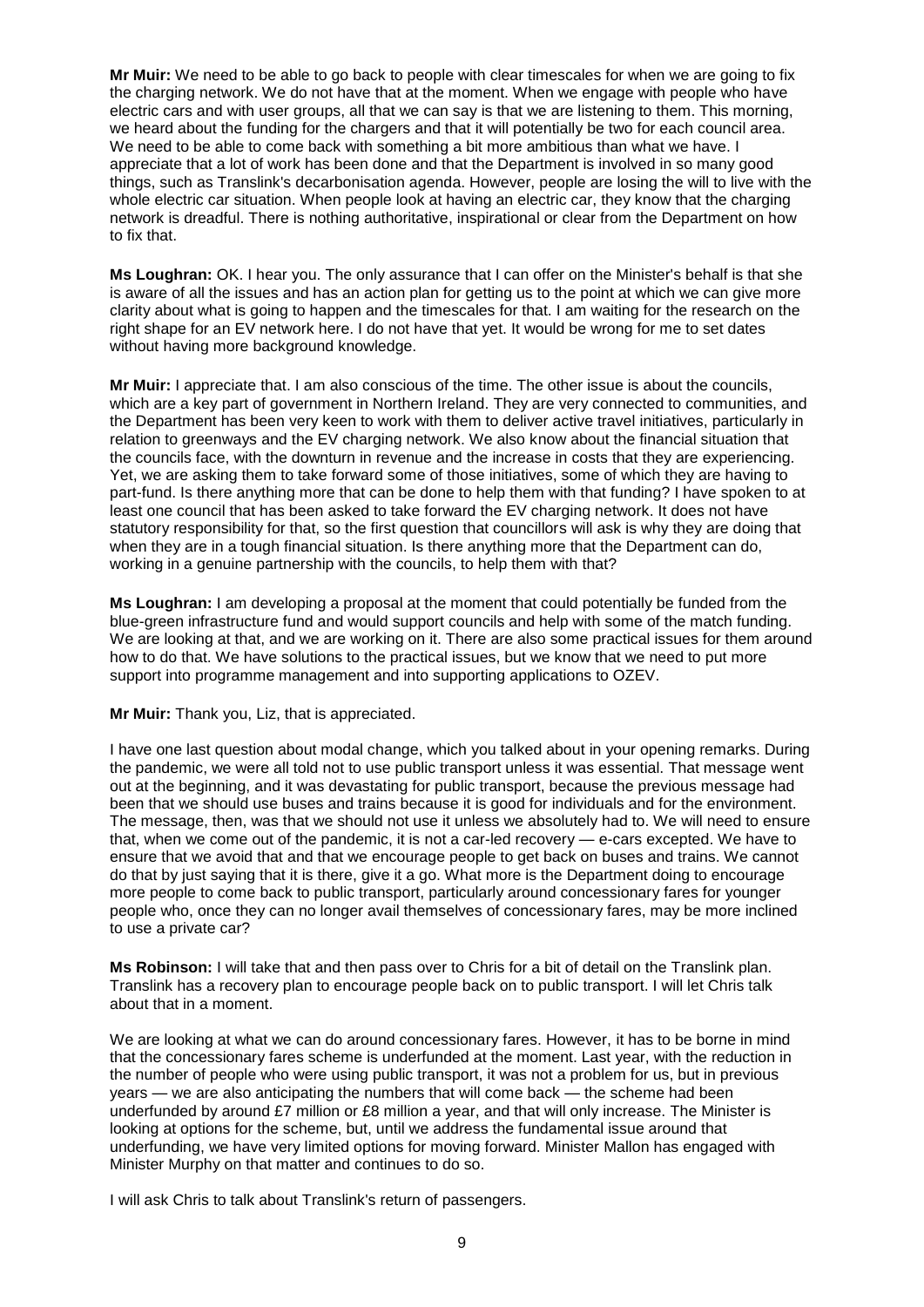**Mr Muir:** We need to be able to go back to people with clear timescales for when we are going to fix the charging network. We do not have that at the moment. When we engage with people who have electric cars and with user groups, all that we can say is that we are listening to them. This morning, we heard about the funding for the chargers and that it will potentially be two for each council area. We need to be able to come back with something a bit more ambitious than what we have. I appreciate that a lot of work has been done and that the Department is involved in so many good things, such as Translink's decarbonisation agenda. However, people are losing the will to live with the whole electric car situation. When people look at having an electric car, they know that the charging network is dreadful. There is nothing authoritative, inspirational or clear from the Department on how to fix that.

**Ms Loughran:** OK. I hear you. The only assurance that I can offer on the Minister's behalf is that she is aware of all the issues and has an action plan for getting us to the point at which we can give more clarity about what is going to happen and the timescales for that. I am waiting for the research on the right shape for an EV network here. I do not have that yet. It would be wrong for me to set dates without having more background knowledge.

**Mr Muir:** I appreciate that. I am also conscious of the time. The other issue is about the councils, which are a key part of government in Northern Ireland. They are very connected to communities, and the Department has been very keen to work with them to deliver active travel initiatives, particularly in relation to greenways and the EV charging network. We also know about the financial situation that the councils face, with the downturn in revenue and the increase in costs that they are experiencing. Yet, we are asking them to take forward some of those initiatives, some of which they are having to part-fund. Is there anything more that can be done to help them with that funding? I have spoken to at least one council that has been asked to take forward the EV charging network. It does not have statutory responsibility for that, so the first question that councillors will ask is why they are doing that when they are in a tough financial situation. Is there anything more that the Department can do, working in a genuine partnership with the councils, to help them with that?

**Ms Loughran:** I am developing a proposal at the moment that could potentially be funded from the blue-green infrastructure fund and would support councils and help with some of the match funding. We are looking at that, and we are working on it. There are also some practical issues for them around how to do that. We have solutions to the practical issues, but we know that we need to put more support into programme management and into supporting applications to OZEV.

**Mr Muir:** Thank you, Liz, that is appreciated.

I have one last question about modal change, which you talked about in your opening remarks. During the pandemic, we were all told not to use public transport unless it was essential. That message went out at the beginning, and it was devastating for public transport, because the previous message had been that we should use buses and trains because it is good for individuals and for the environment. The message, then, was that we should not use it unless we absolutely had to. We will need to ensure that, when we come out of the pandemic, it is not a car-led recovery — e-cars excepted. We have to ensure that we avoid that and that we encourage people to get back on buses and trains. We cannot do that by just saying that it is there, give it a go. What more is the Department doing to encourage more people to come back to public transport, particularly around concessionary fares for younger people who, once they can no longer avail themselves of concessionary fares, may be more inclined to use a private car?

**Ms Robinson:** I will take that and then pass over to Chris for a bit of detail on the Translink plan. Translink has a recovery plan to encourage people back on to public transport. I will let Chris talk about that in a moment.

We are looking at what we can do around concessionary fares. However, it has to be borne in mind that the concessionary fares scheme is underfunded at the moment. Last year, with the reduction in the number of people who were using public transport, it was not a problem for us, but in previous years — we are also anticipating the numbers that will come back — the scheme had been underfunded by around £7 million or £8 million a year, and that will only increase. The Minister is looking at options for the scheme, but, until we address the fundamental issue around that underfunding, we have very limited options for moving forward. Minister Mallon has engaged with Minister Murphy on that matter and continues to do so.

I will ask Chris to talk about Translink's return of passengers.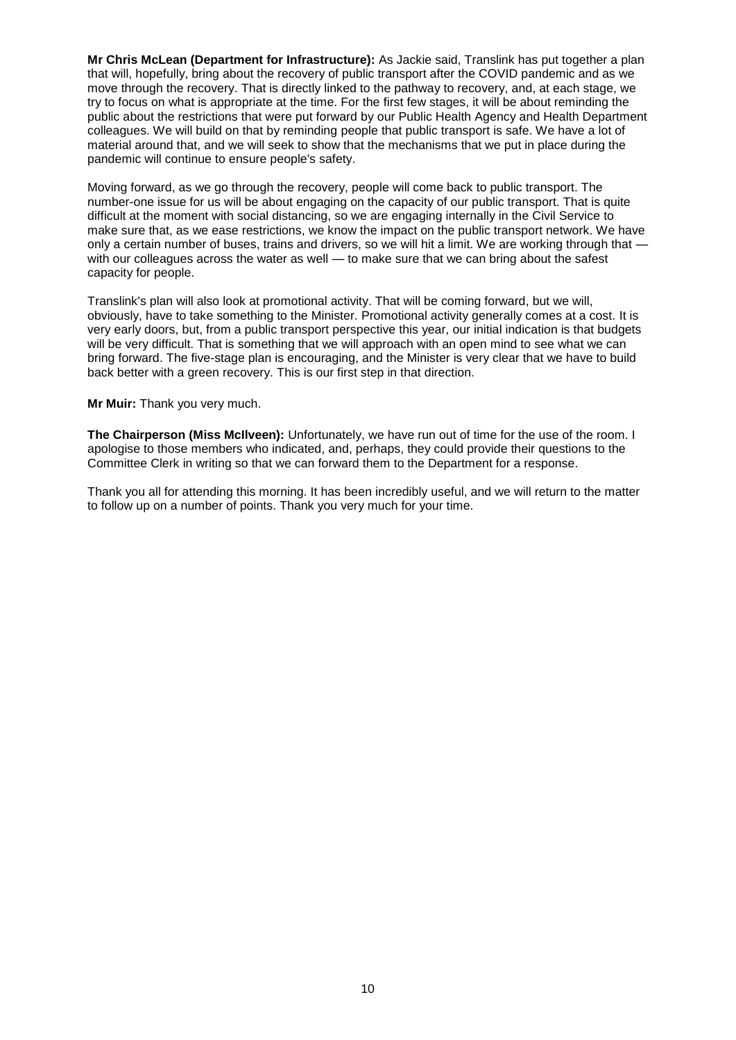**Mr Chris McLean (Department for Infrastructure):** As Jackie said, Translink has put together a plan that will, hopefully, bring about the recovery of public transport after the COVID pandemic and as we move through the recovery. That is directly linked to the pathway to recovery, and, at each stage, we try to focus on what is appropriate at the time. For the first few stages, it will be about reminding the public about the restrictions that were put forward by our Public Health Agency and Health Department colleagues. We will build on that by reminding people that public transport is safe. We have a lot of material around that, and we will seek to show that the mechanisms that we put in place during the pandemic will continue to ensure people's safety.

Moving forward, as we go through the recovery, people will come back to public transport. The number-one issue for us will be about engaging on the capacity of our public transport. That is quite difficult at the moment with social distancing, so we are engaging internally in the Civil Service to make sure that, as we ease restrictions, we know the impact on the public transport network. We have only a certain number of buses, trains and drivers, so we will hit a limit. We are working through that — with our colleagues across the water as well — to make sure that we can bring about the safest capacity for people.

Translink's plan will also look at promotional activity. That will be coming forward, but we will, obviously, have to take something to the Minister. Promotional activity generally comes at a cost. It is very early doors, but, from a public transport perspective this year, our initial indication is that budgets will be very difficult. That is something that we will approach with an open mind to see what we can bring forward. The five-stage plan is encouraging, and the Minister is very clear that we have to build back better with a green recovery. This is our first step in that direction.

**Mr Muir:** Thank you very much.

**The Chairperson (Miss McIlveen):** Unfortunately, we have run out of time for the use of the room. I apologise to those members who indicated, and, perhaps, they could provide their questions to the Committee Clerk in writing so that we can forward them to the Department for a response.

Thank you all for attending this morning. It has been incredibly useful, and we will return to the matter to follow up on a number of points. Thank you very much for your time.